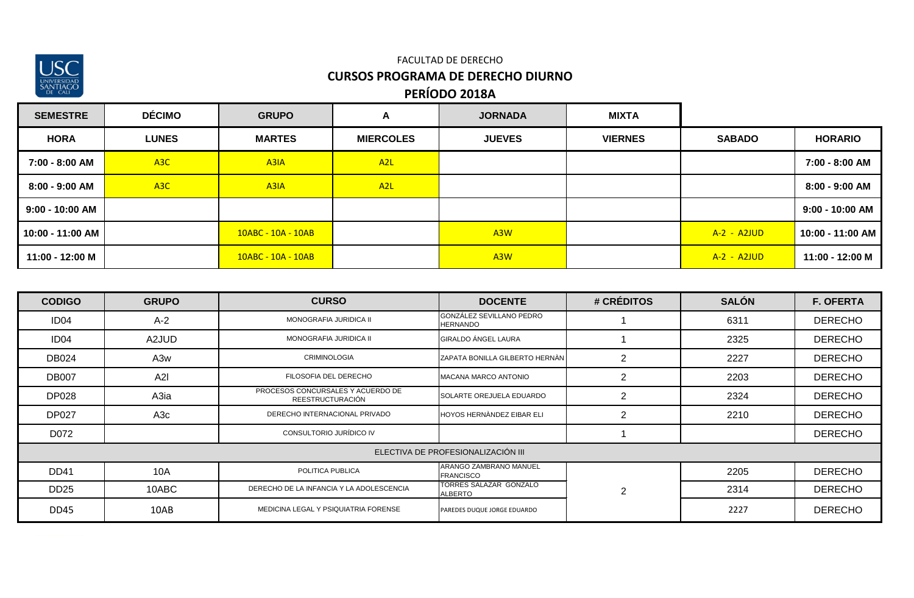FACULTAD DE DERECHO

## CURSOS PROGRAMA DE DERECHO DIURNO

## PERÍODO 2018A

| SEMESTRE | DÉCIMO | GRUPO | A | JORNADA | MIXTA | | |
|---|---|---|---|---|---|---|---|
| **HORA** | **LUNES** | **MARTES** | **MIERCOLES** | **JUEVES** | **VIERNES** | **SABADO** | **HORARIO** |
| 7:00 - 8:00 AM | A3C | A3IA | A2L | | | | 7:00 - 8:00 AM |
| 8:00 - 9:00 AM | A3C | A3IA | A2L | | | | 8:00 - 9:00 AM |
| 9:00 - 10:00 AM | | | | | | | 9:00 - 10:00 AM |
| 10:00 - 11:00 AM | | 10ABC - 10A - 10AB | | A3W | | A-2 - A2JUD | 10:00 - 11:00 AM |
| 11:00 - 12:00 M | | 10ABC - 10A - 10AB | | A3W | | A-2 - A2JUD | 11:00 - 12:00 M |

| CODIGO | GRUPO | CURSO | DOCENTE | # CRÉDITOS | SALÓN | F. OFERTA |
|---|---|---|---|---|---|---|
| ID04 | A-2 | MONOGRAFIA JURIDICA II | GONZÁLEZ SEVILLANO PEDRO HERNANDO | 1 | 6311 | DERECHO |
| ID04 | A2JUD | MONOGRAFIA JURIDICA II | GIRALDO ÁNGEL LAURA | 1 | 2325 | DERECHO |
| DB024 | A3w | CRIMINOLOGIA | ZAPATA BONILLA GILBERTO HERNÀN | 2 | 2227 | DERECHO |
| DB007 | A2l | FILOSOFIA DEL DERECHO | MACANA MARCO ANTONIO | 2 | 2203 | DERECHO |
| DP028 | A3ia | PROCESOS CONCURSALES Y ACUERDO DE REESTRUCTURACIÓN | SOLARTE OREJUELA EDUARDO | 2 | 2324 | DERECHO |
| DP027 | A3c | DERECHO INTERNACIONAL PRIVADO | HOYOS HERNÀNDEZ EIBAR ELI | 2 | 2210 | DERECHO |
| D072 | | CONSULTORIO JURÍDICO IV | | 1 | | DERECHO |
| ELECTIVA DE PROFESIONALIZACIÓN III | | | | | | |
| DD41 | 10A | POLITICA PUBLICA | ARANGO ZAMBRANO MANUEL FRANCISCO | 2 | 2205 | DERECHO |
| DD25 | 10ABC | DERECHO DE LA INFANCIA Y LA ADOLESCENCIA | TORRES SALAZAR GONZALO ALBERTO | | 2314 | DERECHO |
| DD45 | 10AB | MEDICINA LEGAL Y PSIQUIATRIA FORENSE | PAREDES DUQUE JORGE EDUARDO | | 2227 | DERECHO |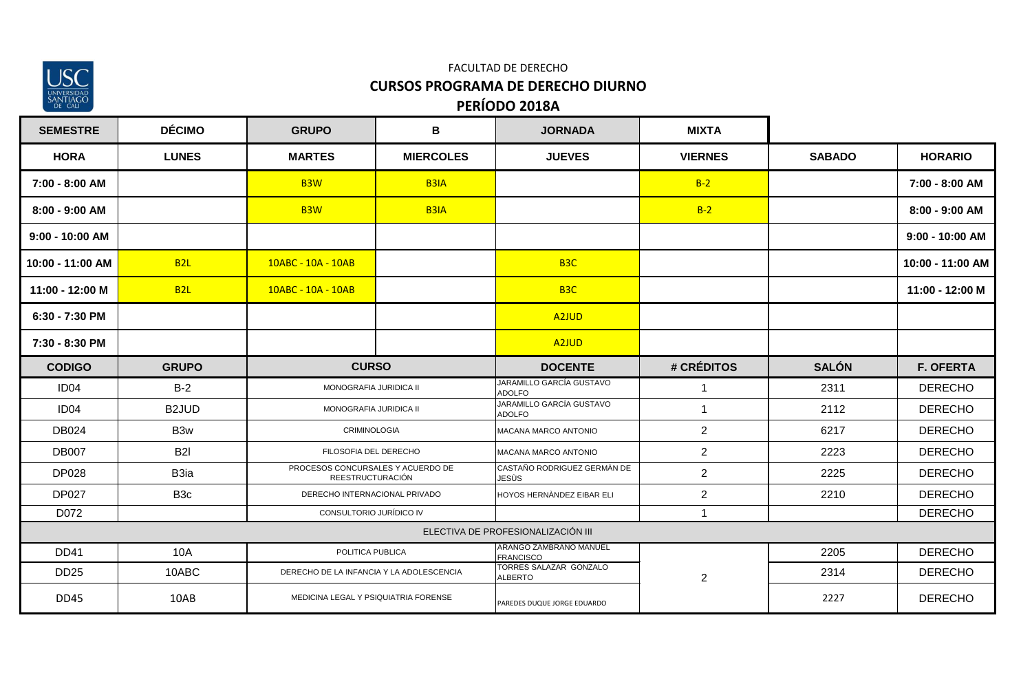FACULTAD DE DERECHO

**CURSOS PROGRAMA DE DERECHO DIURNO**

**PERÍODO 2018A**

| SEMESTRE | DÉCIMO | GRUPO | B | JORNADA | MIXTA | | |
|---|---|---|---|---|---|---|---|
| **HORA** | **LUNES** | **MARTES** | **MIERCOLES** | **JUEVES** | **VIERNES** | **SABADO** | **HORARIO** |
| 7:00 - 8:00 AM | | B3W | B3IA | | B-2 | | 7:00 - 8:00 AM |
| 8:00 - 9:00 AM | | B3W | B3IA | | B-2 | | 8:00 - 9:00 AM |
| 9:00 - 10:00 AM | | | | | | | 9:00 - 10:00 AM |
| 10:00 - 11:00 AM | B2L | 10ABC - 10A - 10AB | | B3C | | | 10:00 - 11:00 AM |
| 11:00 - 12:00 M | B2L | 10ABC - 10A - 10AB | | B3C | | | 11:00 - 12:00 M |
| 6:30 - 7:30 PM | | | | A2JUD | | | |
| 7:30 - 8:30 PM | | | | A2JUD | | | |

| CODIGO | GRUPO | CURSO | DOCENTE | # CRÉDITOS | SALÓN | F. OFERTA |
|---|---|---|---|---|---|---|
| ID04 | B-2 | MONOGRAFIA JURIDICA II | JARAMILLO GARCÍA GUSTAVO ADOLFO | 1 | 2311 | DERECHO |
| ID04 | B2JUD | MONOGRAFIA JURIDICA II | JARAMILLO GARCÍA GUSTAVO ADOLFO | 1 | 2112 | DERECHO |
| DB024 | B3w | CRIMINOLOGIA | MACANA MARCO ANTONIO | 2 | 6217 | DERECHO |
| DB007 | B2l | FILOSOFIA DEL DERECHO | MACANA MARCO ANTONIO | 2 | 2223 | DERECHO |
| DP028 | B3ia | PROCESOS CONCURSALES Y ACUERDO DE REESTRUCTURACIÓN | CASTAÑO RODRIGUEZ GERMÀN DE JESÙS | 2 | 2225 | DERECHO |
| DP027 | B3c | DERECHO INTERNACIONAL PRIVADO | HOYOS HERNÀNDEZ EIBAR ELI | 2 | 2210 | DERECHO |
| D072 | | CONSULTORIO JURÍDICO IV | | 1 | | DERECHO |
| ELECTIVA DE PROFESIONALIZACIÓN III | | | | | | |
| DD41 | 10A | POLITICA PUBLICA | ARANGO ZAMBRANO MANUEL FRANCISCO | 2 | 2205 | DERECHO |
| DD25 | 10ABC | DERECHO DE LA INFANCIA Y LA ADOLESCENCIA | TORRES SALAZAR GONZALO ALBERTO | | 2314 | DERECHO |
| DD45 | 10AB | MEDICINA LEGAL Y PSIQUIATRIA FORENSE | PAREDES DUQUE JORGE EDUARDO | | 2227 | DERECHO |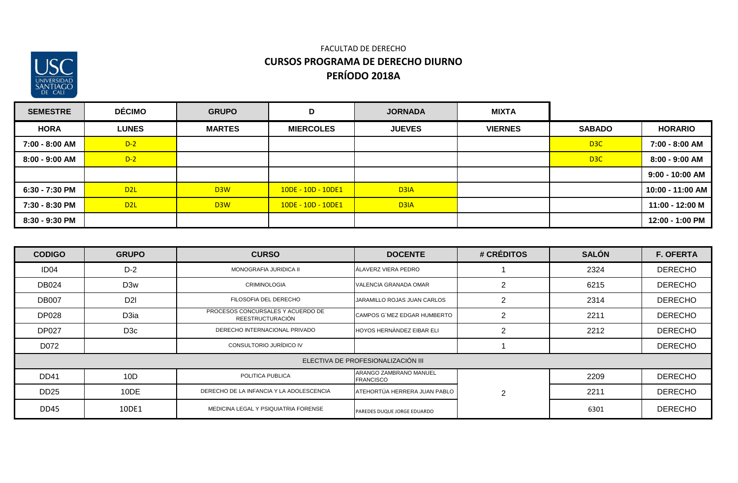FACULTAD DE DERECHO

**CURSOS PROGRAMA DE DERECHO DIURNO**

**PERÍODO 2018A**

| SEMESTRE | DÉCIMO | GRUPO | D | JORNADA | MIXTA | | |
|---|---|---|---|---|---|---|---|
| **HORA** | **LUNES** | **MARTES** | **MIERCOLES** | **JUEVES** | **VIERNES** | **SABADO** | **HORARIO** |
| 7:00 - 8:00 AM | D-2 | | | | | D3C | 7:00 - 8:00 AM |
| 8:00 - 9:00 AM | D-2 | | | | | D3C | 8:00 - 9:00 AM |
| | | | | | | | 9:00 - 10:00 AM |
| 6:30 - 7:30 PM | D2L | D3W | 10DE - 10D - 10DE1 | D3IA | | | 10:00 - 11:00 AM |
| 7:30 - 8:30 PM | D2L | D3W | 10DE - 10D - 10DE1 | D3IA | | | 11:00 - 12:00 M |
| 8:30 - 9:30 PM | | | | | | | 12:00 - 1:00 PM |

| CODIGO | GRUPO | CURSO | DOCENTE | # CRÉDITOS | SALÓN | F. OFERTA |
|---|---|---|---|---|---|---|
| ID04 | D-2 | MONOGRAFIA JURIDICA II | ÁLAVERZ VIERA PEDRO | 1 | 2324 | DERECHO |
| DB024 | D3w | CRIMINOLOGIA | VALENCIA GRANADA OMAR | 2 | 6215 | DERECHO |
| DB007 | D2l | FILOSOFIA DEL DERECHO | JARAMILLO ROJAS JUAN CARLOS | 2 | 2314 | DERECHO |
| DP028 | D3ia | PROCESOS CONCURSALES Y ACUERDO DE REESTRUCTURACIÓN | CAMPOS G`MEZ EDGAR HUMBERTO | 2 | 2211 | DERECHO |
| DP027 | D3c | DERECHO INTERNACIONAL PRIVADO | HOYOS HERNÀNDEZ EIBAR ELI | 2 | 2212 | DERECHO |
| D072 | | CONSULTORIO JURÍDICO IV | | 1 | | DERECHO |
| ELECTIVA DE PROFESIONALIZACIÓN III | | | | | | |
| DD41 | 10D | POLITICA PUBLICA | ARANGO ZAMBRANO MANUEL FRANCISCO | 2 | 2209 | DERECHO |
| DD25 | 10DE | DERECHO DE LA INFANCIA Y LA ADOLESCENCIA | ATEHORTÚA HERRERA JUAN PABLO | | 2211 | DERECHO |
| DD45 | 10DE1 | MEDICINA LEGAL Y PSIQUIATRIA FORENSE | PAREDES DUQUE JORGE EDUARDO | | 6301 | DERECHO |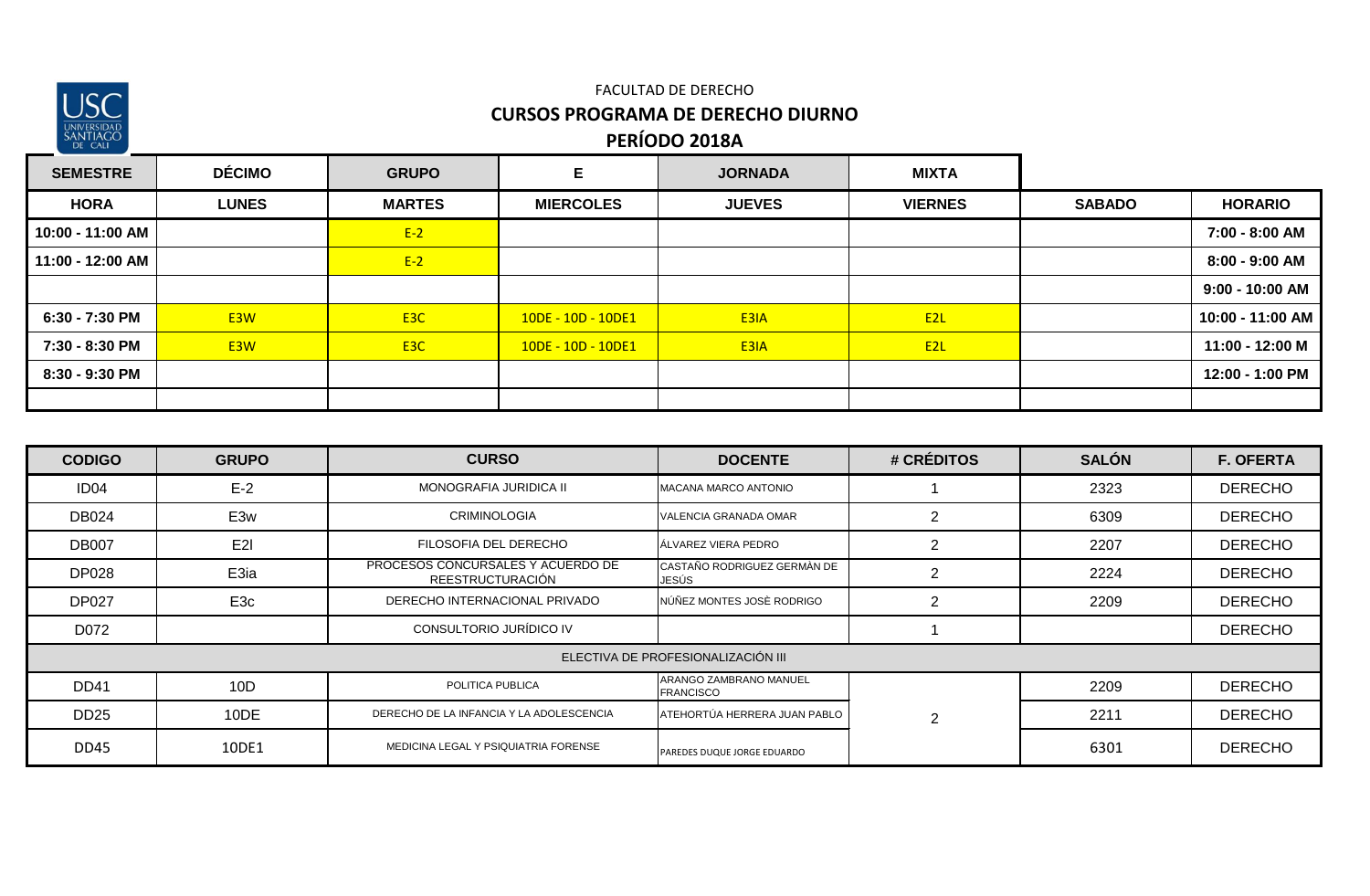FACULTAD DE DERECHO

**CURSOS PROGRAMA DE DERECHO DIURNO**

**PERÍODO 2018A**

| SEMESTRE | DÉCIMO | GRUPO | E | JORNADA | MIXTA | | |
|---|---|---|---|---|---|---|---|
| **HORA** | **LUNES** | **MARTES** | **MIERCOLES** | **JUEVES** | **VIERNES** | **SABADO** | **HORARIO** |
| 10:00 - 11:00 AM | | E-2 | | | | | 7:00 - 8:00 AM |
| 11:00 - 12:00 AM | | E-2 | | | | | 8:00 - 9:00 AM |
| | | | | | | | 9:00 - 10:00 AM |
| 6:30 - 7:30 PM | E3W | E3C | 10DE - 10D - 10DE1 | E3IA | E2L | | 10:00 - 11:00 AM |
| 7:30 - 8:30 PM | E3W | E3C | 10DE - 10D - 10DE1 | E3IA | E2L | | 11:00 - 12:00 M |
| 8:30 - 9:30 PM | | | | | | | 12:00 - 1:00 PM |
| | | | | | | | |

| CODIGO | GRUPO | CURSO | DOCENTE | # CRÉDITOS | SALÓN | F. OFERTA |
|---|---|---|---|---|---|---|
| ID04 | E-2 | MONOGRAFIA JURIDICA II | MACANA MARCO ANTONIO | 1 | 2323 | DERECHO |
| DB024 | E3w | CRIMINOLOGIA | VALENCIA GRANADA OMAR | 2 | 6309 | DERECHO |
| DB007 | E2l | FILOSOFIA DEL DERECHO | ÁLVAREZ VIERA PEDRO | 2 | 2207 | DERECHO |
| DP028 | E3ia | PROCESOS CONCURSALES Y ACUERDO DE REESTRUCTURACIÓN | CASTAÑO RODRIGUEZ GERMÀN DE JESÚS | 2 | 2224 | DERECHO |
| DP027 | E3c | DERECHO INTERNACIONAL PRIVADO | NÚÑEZ MONTES JOSÈ RODRIGO | 2 | 2209 | DERECHO |
| D072 | | CONSULTORIO JURÍDICO IV | | 1 | | DERECHO |
| ELECTIVA DE PROFESIONALIZACIÓN III | | | | | | |
| DD41 | 10D | POLITICA PUBLICA | ARANGO ZAMBRANO MANUEL FRANCISCO | 2 | 2209 | DERECHO |
| DD25 | 10DE | DERECHO DE LA INFANCIA Y LA ADOLESCENCIA | ATEHORTÚA HERRERA JUAN PABLO | | 2211 | DERECHO |
| DD45 | 10DE1 | MEDICINA LEGAL Y PSIQUIATRIA FORENSE | PAREDES DUQUE JORGE EDUARDO | | 6301 | DERECHO |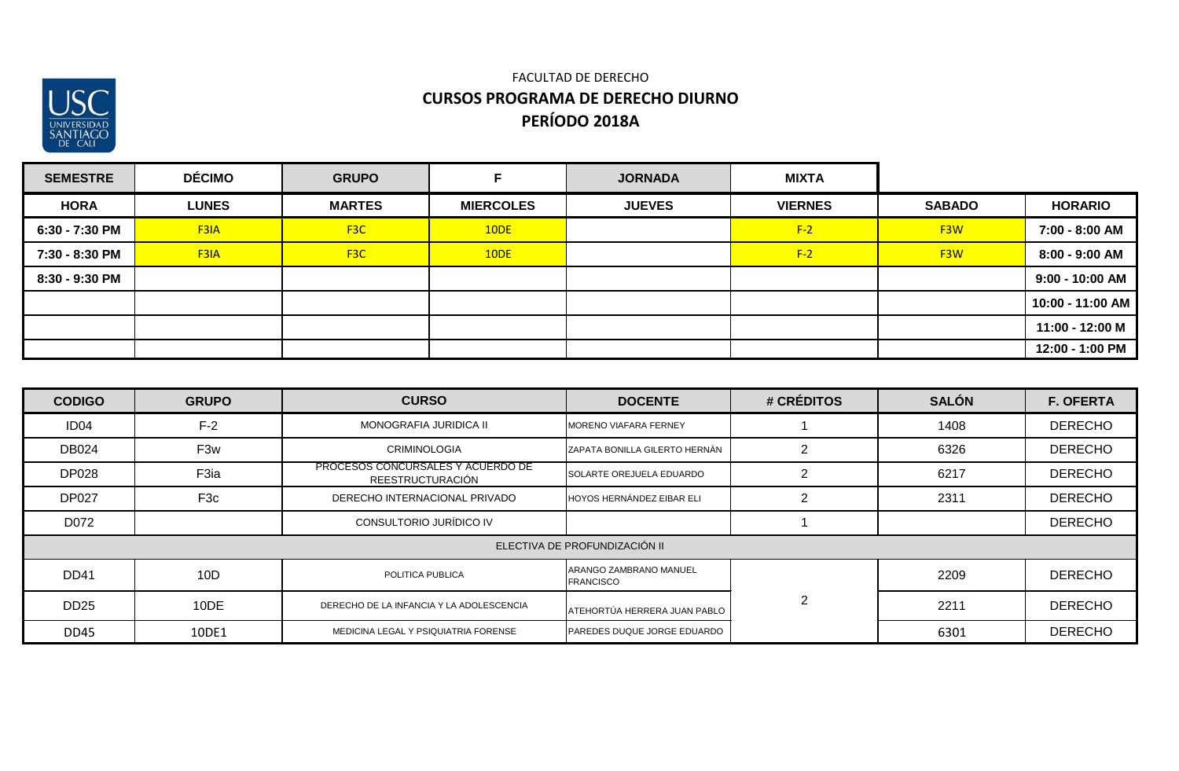FACULTAD DE DERECHO

## CURSOS PROGRAMA DE DERECHO DIURNO

## PERÍODO 2018A

| SEMESTRE | DÉCIMO | GRUPO | F | JORNADA | MIXTA | | |
|---|---|---|---|---|---|---|---|
| **HORA** | **LUNES** | **MARTES** | **MIERCOLES** | **JUEVES** | **VIERNES** | **SABADO** | **HORARIO** |
| **6:30 - 7:30 PM** | F3IA | F3C | 10DE | | F-2 | F3W | **7:00 - 8:00 AM** |
| **7:30 - 8:30 PM** | F3IA | F3C | 10DE | | F-2 | F3W | **8:00 - 9:00 AM** |
| **8:30 - 9:30 PM** | | | | | | | **9:00 - 10:00 AM** |
| | | | | | | | **10:00 - 11:00 AM** |
| | | | | | | | **11:00 - 12:00 M** |
| | | | | | | | **12:00 - 1:00 PM** |

| CODIGO | GRUPO | CURSO | DOCENTE | # CRÉDITOS | SALÓN | F. OFERTA |
|---|---|---|---|---|---|---|
| ID04 | F-2 | MONOGRAFIA JURIDICA II | MORENO VIAFARA FERNEY | 1 | 1408 | DERECHO |
| DB024 | F3w | CRIMINOLOGIA | ZAPATA BONILLA GILERTO HERNÀN | 2 | 6326 | DERECHO |
| DP028 | F3ia | PROCESOS CONCURSALES Y ACUERDO DE REESTRUCTURACIÓN | SOLARTE OREJUELA EDUARDO | 2 | 6217 | DERECHO |
| DP027 | F3c | DERECHO INTERNACIONAL PRIVADO | HOYOS HERNÁNDEZ EIBAR ELI | 2 | 2311 | DERECHO |
| D072 | | CONSULTORIO JURÍDICO IV | | 1 | | DERECHO |
| ELECTIVA DE PROFUNDIZACIÓN II | | | | | | |
| DD41 | 10D | POLITICA PUBLICA | ARANGO ZAMBRANO MANUEL FRANCISCO | 2 | 2209 | DERECHO |
| DD25 | 10DE | DERECHO DE LA INFANCIA Y LA ADOLESCENCIA | ATEHORTÚA HERRERA JUAN PABLO | | 2211 | DERECHO |
| DD45 | 10DE1 | MEDICINA LEGAL Y PSIQUIATRIA FORENSE | PAREDES DUQUE JORGE EDUARDO | | 6301 | DERECHO |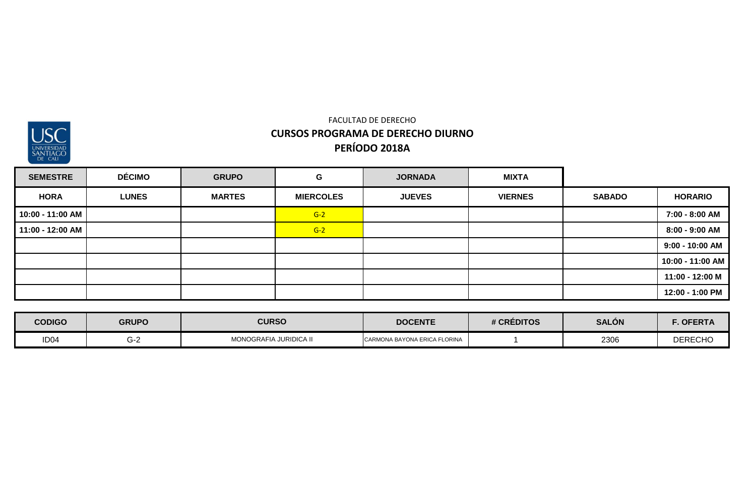FACULTAD DE DERECHO

## CURSOS PROGRAMA DE DERECHO DIURNO

## PERÍODO 2018A

| SEMESTRE | DÉCIMO | GRUPO | G | JORNADA | MIXTA | | |
|---|---|---|---|---|---|---|---|
| **HORA** | **LUNES** | **MARTES** | **MIERCOLES** | **JUEVES** | **VIERNES** | **SABADO** | **HORARIO** |
| **10:00 - 11:00 AM** | | | G-2 | | | | **7:00 - 8:00 AM** |
| **11:00 - 12:00 AM** | | | G-2 | | | | **8:00 - 9:00 AM** |
| | | | | | | | **9:00 - 10:00 AM** |
| | | | | | | | **10:00 - 11:00 AM** |
| | | | | | | | **11:00 - 12:00 M** |
| | | | | | | | **12:00 - 1:00 PM** |

| CODIGO | GRUPO | CURSO | DOCENTE | # CRÉDITOS | SALÓN | F. OFERTA |
|---|---|---|---|---|---|---|
| ID04 | G-2 | MONOGRAFIA JURIDICA II | CARMONA BAYONA ERICA FLORINA | 1 | 2306 | DERECHO |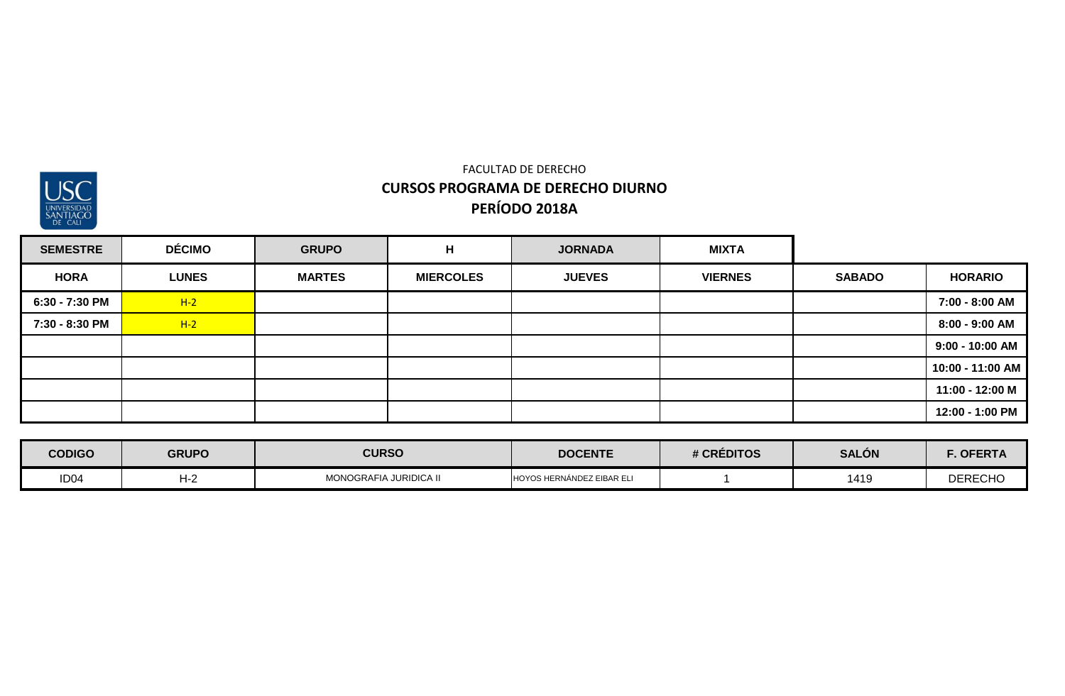FACULTAD DE DERECHO

**CURSOS PROGRAMA DE DERECHO DIURNO**

**PERÍODO 2018A**

| **SEMESTRE** | **DÉCIMO** | **GRUPO** | **H** | **JORNADA** | **MIXTA** | | |
|---|---|---|---|---|---|---|---|
| **HORA** | **LUNES** | **MARTES** | **MIERCOLES** | **JUEVES** | **VIERNES** | **SABADO** | **HORARIO** |
| **6:30 - 7:30 PM** | H-2 | | | | | | **7:00 - 8:00 AM** |
| **7:30 - 8:30 PM** | H-2 | | | | | | **8:00 - 9:00 AM** |
| | | | | | | | **9:00 - 10:00 AM** |
| | | | | | | | **10:00 - 11:00 AM** |
| | | | | | | | **11:00 - 12:00 M** |
| | | | | | | | **12:00 - 1:00 PM** |

| **CODIGO** | **GRUPO** | **CURSO** | **DOCENTE** | **# CRÉDITOS** | **SALÓN** | **F. OFERTA** |
|---|---|---|---|---|---|---|
| ID04 | H-2 | MONOGRAFIA JURIDICA II | HOYOS HERNÁNDEZ EIBAR ELI | 1 | 1419 | DERECHO |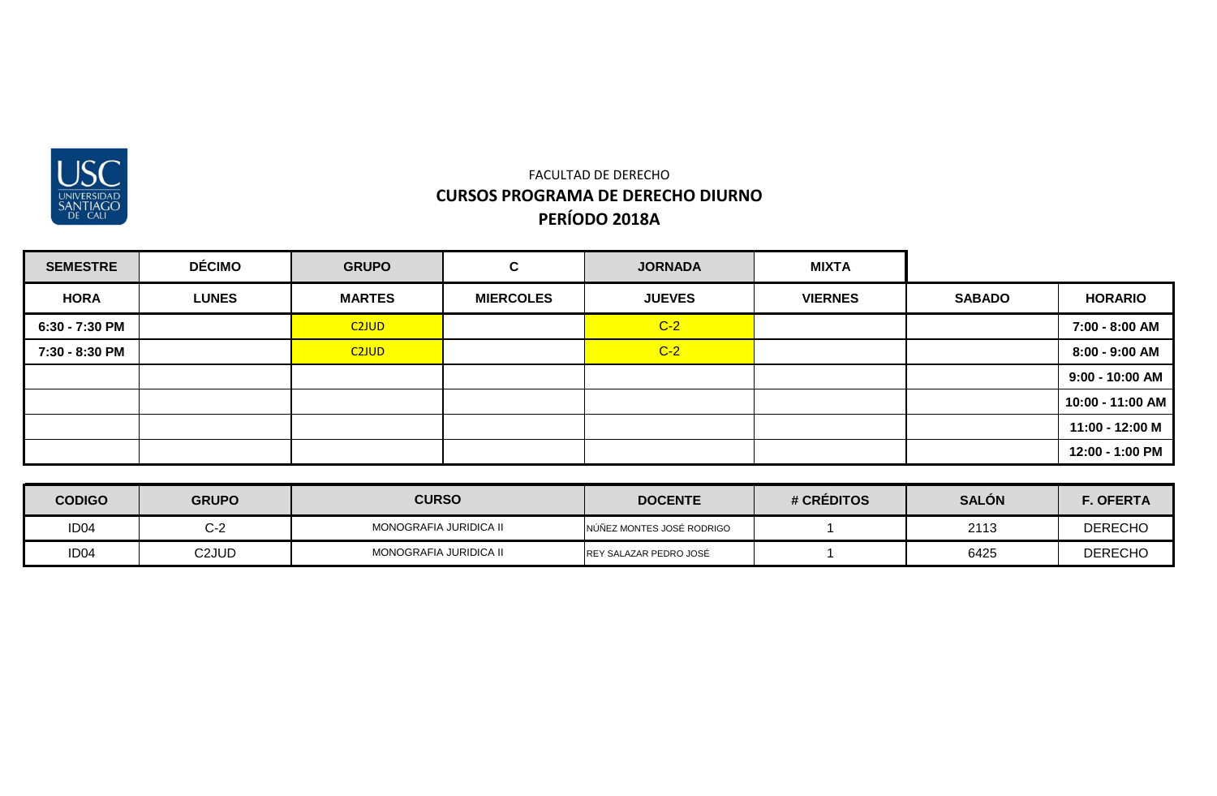FACULTAD DE DERECHO

**CURSOS PROGRAMA DE DERECHO DIURNO**

**PERÍODO 2018A**

| SEMESTRE | DÉCIMO | GRUPO | C | JORNADA | MIXTA | | |
|---|---|---|---|---|---|---|---|
| **HORA** | **LUNES** | **MARTES** | **MIERCOLES** | **JUEVES** | **VIERNES** | **SABADO** | **HORARIO** |
| **6:30 - 7:30 PM** | | C2JUD | | C-2 | | | **7:00 - 8:00 AM** |
| **7:30 - 8:30 PM** | | C2JUD | | C-2 | | | **8:00 - 9:00 AM** |
| | | | | | | | **9:00 - 10:00 AM** |
| | | | | | | | **10:00 - 11:00 AM** |
| | | | | | | | **11:00 - 12:00 M** |
| | | | | | | | **12:00 - 1:00 PM** |

| CODIGO | GRUPO | CURSO | DOCENTE | # CRÉDITOS | SALÓN | F. OFERTA |
|---|---|---|---|---|---|---|
| ID04 | C-2 | MONOGRAFIA JURIDICA II | NÚÑEZ MONTES JOSÉ RODRIGO | 1 | 2113 | DERECHO |
| ID04 | C2JUD | MONOGRAFIA JURIDICA II | REY SALAZAR PEDRO JOSÉ | 1 | 6425 | DERECHO |